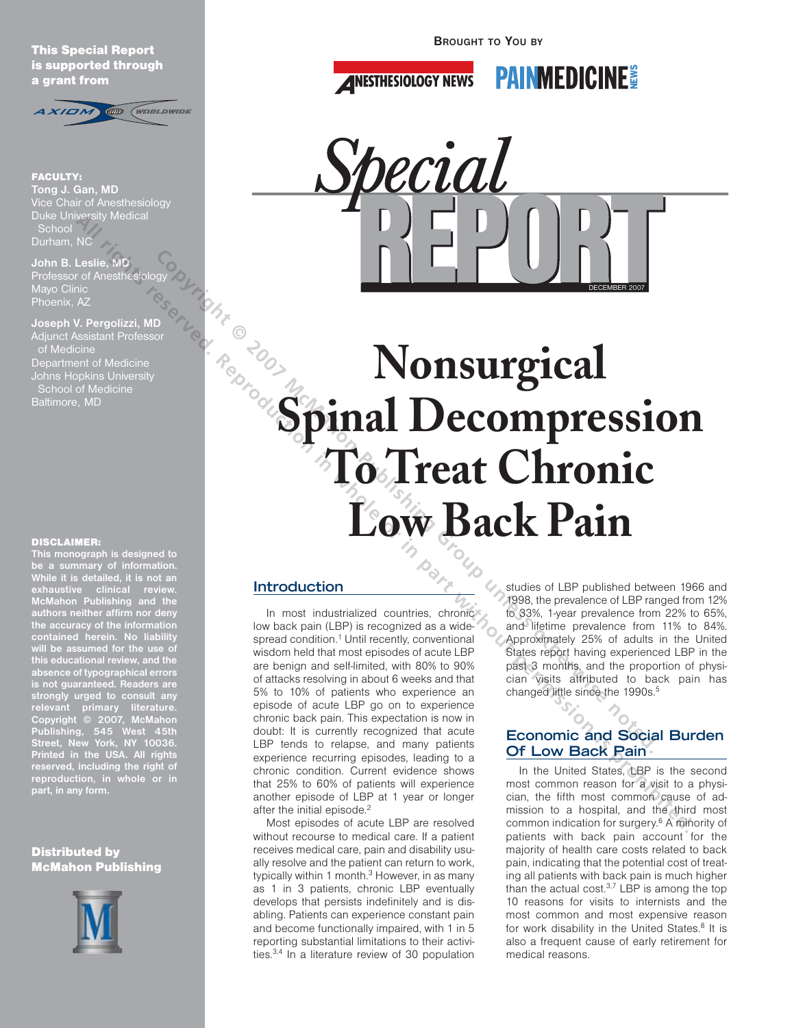This Special Report is supported through a grant from Axiom Worldwide

**FACULTY:**

**Tong J. Gan, MD**
Vice Chair of Anesthesiology
Duke University Medical School
Durham, NC

**John B. Leslie, MD**
Professor of Anesthesiology
Mayo Clinic
Phoenix, AZ

**Joseph V. Pergolizzi, MD**
Adjunct Assistant Professor of Medicine
Department of Medicine
Johns Hopkins University School of Medicine
Baltimore, MD

**DISCLAIMER:**
This monograph is designed to be a summary of information. While it is detailed, it is not an exhaustive clinical review. McMahon Publishing and the authors neither affirm nor deny the accuracy of the information contained herein. No liability will be assumed for the use of this educational review, and the absence of typographical errors is not guaranteed. Readers are strongly urged to consult any relevant primary literature. Copyright © 2007, McMahon Publishing, 545 West 45th Street, New York, NY 10036. Printed in the USA. All rights reserved, including the right of reproduction, in whole or in part, in any form.

**Distributed by McMahon Publishing**

BROUGHT TO YOU BY

ANESTHESIOLOGY NEWS PAINMEDICINE NEWS

*Special* REPORT

DECEMBER 2007

# Nonsurgical Spinal Decompression To Treat Chronic Low Back Pain

## Introduction

In most industrialized countries, chronic low back pain (LBP) is recognized as a widespread condition.[1] Until recently, conventional wisdom held that most episodes of acute LBP are benign and self-limited, with 80% to 90% of attacks resolving in about 6 weeks and that 5% to 10% of patients who experience an episode of acute LBP go on to experience chronic back pain. This expectation is now in doubt: It is currently recognized that acute LBP tends to relapse, and many patients experience recurring episodes, leading to a chronic condition. Current evidence shows that 25% to 60% of patients will experience another episode of LBP at 1 year or longer after the initial episode.[2]

Most episodes of acute LBP are resolved without recourse to medical care. If a patient receives medical care, pain and disability usually resolve and the patient can return to work, typically within 1 month.[3] However, in as many as 1 in 3 patients, chronic LBP eventually develops that persists indefinitely and is disabling. Patients can experience constant pain and become functionally impaired, with 1 in 5 reporting substantial limitations to their activities.[3,4] In a literature review of 30 population studies of LBP published between 1966 and 1998, the prevalence of LBP ranged from 12% to 33%, 1-year prevalence from 22% to 65%, and lifetime prevalence from 11% to 84%. Approximately 25% of adults in the United States report having experienced LBP in the past 3 months, and the proportion of physician visits attributed to back pain has changed little since the 1990s.[5]

## Economic and Social Burden Of Low Back Pain

In the United States, LBP is the second most common reason for a visit to a physician, the fifth most common cause of admission to a hospital, and the third most common indication for surgery.[6] A minority of patients with back pain account for the majority of health care costs related to back pain, indicating that the potential cost of treating all patients with back pain is much higher than the actual cost.[3,7] LBP is among the top 10 reasons for visits to internists and the most common and most expensive reason for work disability in the United States.[8] It is also a frequent cause of early retirement for medical reasons.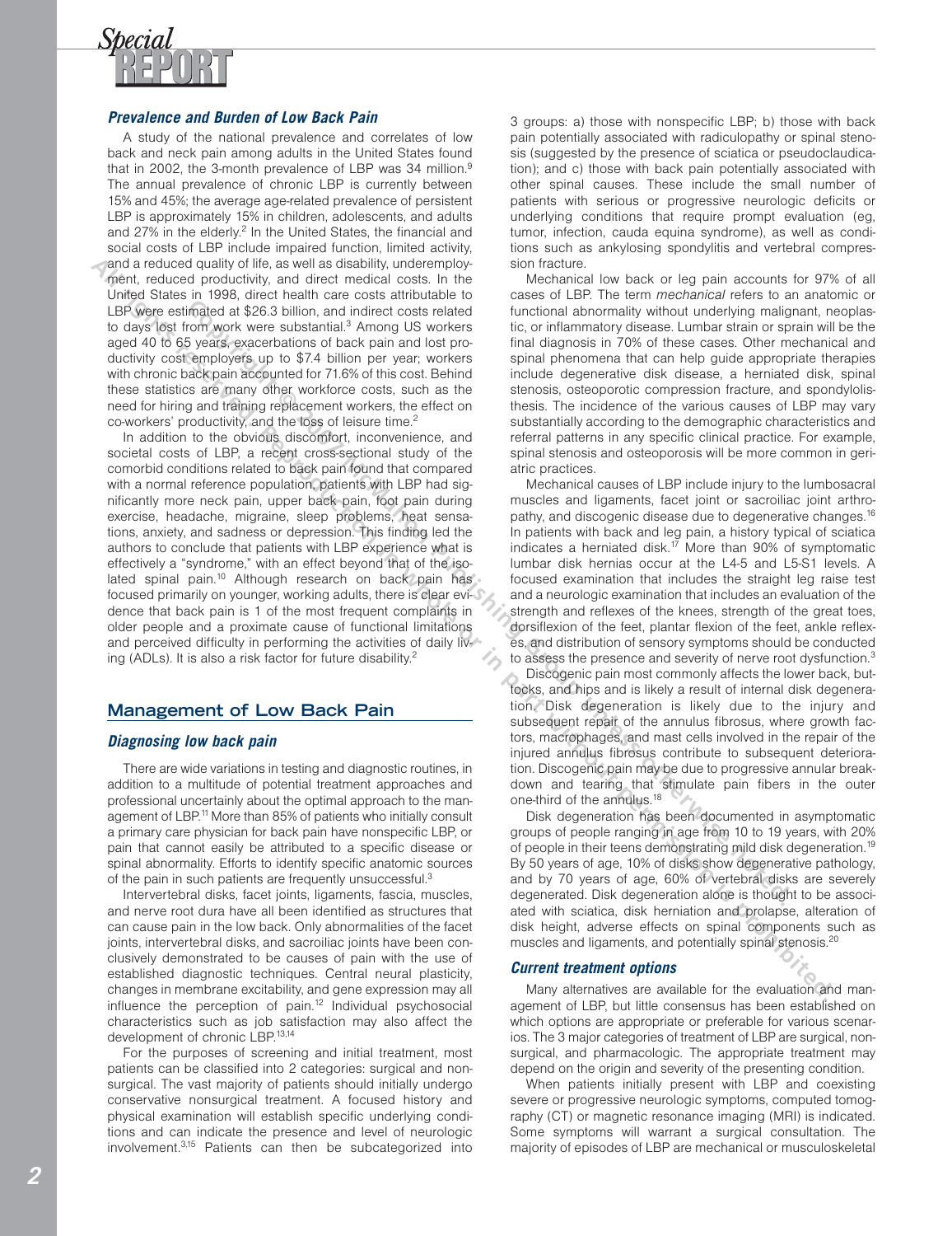### Prevalence and Burden of Low Back Pain

A study of the national prevalence and correlates of low back and neck pain among adults in the United States found that in 2002, the 3-month prevalence of LBP was 34 million.[9] The annual prevalence of chronic LBP is currently between 15% and 45%; the average age-related prevalence of persistent LBP is approximately 15% in children, adolescents, and adults and 27% in the elderly.[2] In the United States, the financial and social costs of LBP include impaired function, limited activity, and a reduced quality of life, as well as disability, underemployment, reduced productivity, and direct medical costs. In the United States in 1998, direct health care costs attributable to LBP were estimated at $26.3 billion, and indirect costs related to days lost from work were substantial.[3] Among US workers aged 40 to 65 years, exacerbations of back pain and lost productivity cost employers up to $7.4 billion per year; workers with chronic back pain accounted for 71.6% of this cost. Behind these statistics are many other workforce costs, such as the need for hiring and training replacement workers, the effect on co-workers' productivity, and the loss of leisure time.[2]

In addition to the obvious discomfort, inconvenience, and societal costs of LBP, a recent cross-sectional study of the comorbid conditions related to back pain found that compared with a normal reference population, patients with LBP had significantly more neck pain, upper back pain, foot pain during exercise, headache, migraine, sleep problems, heat sensations, anxiety, and sadness or depression. This finding led the authors to conclude that patients with LBP experience what is effectively a "syndrome," with an effect beyond that of the isolated spinal pain.[10] Although research on back pain has focused primarily on younger, working adults, there is clear evidence that back pain is 1 of the most frequent complaints in older people and a proximate cause of functional limitations and perceived difficulty in performing the activities of daily living (ADLs). It is also a risk factor for future disability.[2]

## Management of Low Back Pain

### Diagnosing low back pain

There are wide variations in testing and diagnostic routines, in addition to a multitude of potential treatment approaches and professional uncertainly about the optimal approach to the management of LBP.[11] More than 85% of patients who initially consult a primary care physician for back pain have nonspecific LBP, or pain that cannot easily be attributed to a specific disease or spinal abnormality. Efforts to identify specific anatomic sources of the pain in such patients are frequently unsuccessful.[3]

Intervertebral disks, facet joints, ligaments, fascia, muscles, and nerve root dura have all been identified as structures that can cause pain in the low back. Only abnormalities of the facet joints, intervertebral disks, and sacroiliac joints have been conclusively demonstrated to be causes of pain with the use of established diagnostic techniques. Central neural plasticity, changes in membrane excitability, and gene expression may all influence the perception of pain.[12] Individual psychosocial characteristics such as job satisfaction may also affect the development of chronic LBP.[13,14]

For the purposes of screening and initial treatment, most patients can be classified into 2 categories: surgical and nonsurgical. The vast majority of patients should initially undergo conservative nonsurgical treatment. A focused history and physical examination will establish specific underlying conditions and can indicate the presence and level of neurologic involvement.[3,15] Patients can then be subcategorized into 3 groups: a) those with nonspecific LBP; b) those with back pain potentially associated with radiculopathy or spinal stenosis (suggested by the presence of sciatica or pseudoclaudication); and c) those with back pain potentially associated with other spinal causes. These include the small number of patients with serious or progressive neurologic deficits or underlying conditions that require prompt evaluation (eg, tumor, infection, cauda equina syndrome), as well as conditions such as ankylosing spondylitis and vertebral compression fracture.

Mechanical low back or leg pain accounts for 97% of all cases of LBP. The term *mechanical* refers to an anatomic or functional abnormality without underlying malignant, neoplastic, or inflammatory disease. Lumbar strain or sprain will be the final diagnosis in 70% of these cases. Other mechanical and spinal phenomena that can help guide appropriate therapies include degenerative disk disease, a herniated disk, spinal stenosis, osteoporotic compression fracture, and spondylolisthesis. The incidence of the various causes of LBP may vary substantially according to the demographic characteristics and referral patterns in any specific clinical practice. For example, spinal stenosis and osteoporosis will be more common in geriatric practices.

Mechanical causes of LBP include injury to the lumbosacral muscles and ligaments, facet joint or sacroiliac joint arthropathy, and discogenic disease due to degenerative changes.[16] In patients with back and leg pain, a history typical of sciatica indicates a herniated disk.[17] More than 90% of symptomatic lumbar disk hernias occur at the L4-5 and L5-S1 levels. A focused examination that includes the straight leg raise test and a neurologic examination that includes an evaluation of the strength and reflexes of the knees, strength of the great toes, dorsiflexion of the feet, plantar flexion of the feet, ankle reflexes, and distribution of sensory symptoms should be conducted to assess the presence and severity of nerve root dysfunction.[3]

Discogenic pain most commonly affects the lower back, buttocks, and hips and is likely a result of internal disk degeneration. Disk degeneration is likely due to the injury and subsequent repair of the annulus fibrosus, where growth factors, macrophages, and mast cells involved in the repair of the injured annulus fibrosus contribute to subsequent deterioration. Discogenic pain may be due to progressive annular breakdown and tearing that stimulate pain fibers in the outer one-third of the annulus.[18]

Disk degeneration has been documented in asymptomatic groups of people ranging in age from 10 to 19 years, with 20% of people in their teens demonstrating mild disk degeneration.[19] By 50 years of age, 10% of disks show degenerative pathology, and by 70 years of age, 60% of vertebral disks are severely degenerated. Disk degeneration alone is thought to be associated with sciatica, disk herniation and prolapse, alteration of disk height, adverse effects on spinal components such as muscles and ligaments, and potentially spinal stenosis.[20]

### Current treatment options

Many alternatives are available for the evaluation and management of LBP, but little consensus has been established on which options are appropriate or preferable for various scenarios. The 3 major categories of treatment of LBP are surgical, nonsurgical, and pharmacologic. The appropriate treatment may depend on the origin and severity of the presenting condition.

When patients initially present with LBP and coexisting severe or progressive neurologic symptoms, computed tomography (CT) or magnetic resonance imaging (MRI) is indicated. Some symptoms will warrant a surgical consultation. The majority of episodes of LBP are mechanical or musculoskeletal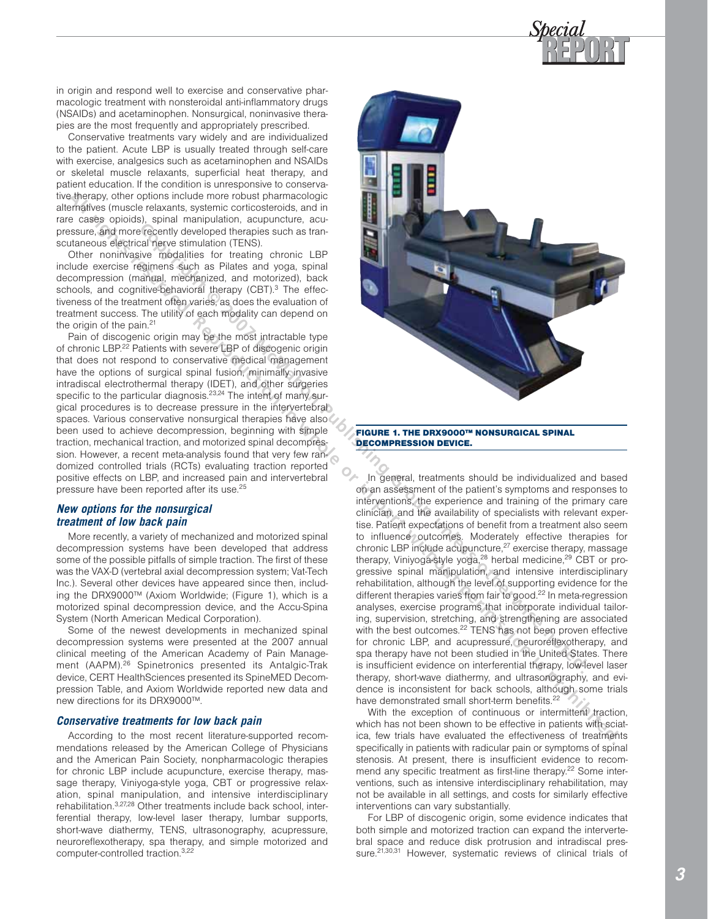in origin and respond well to exercise and conservative pharmacologic treatment with nonsteroidal anti-inflammatory drugs (NSAIDs) and acetaminophen. Nonsurgical, noninvasive therapies are the most frequently and appropriately prescribed.

Conservative treatments vary widely and are individualized to the patient. Acute LBP is usually treated through self-care with exercise, analgesics such as acetaminophen and NSAIDs or skeletal muscle relaxants, superficial heat therapy, and patient education. If the condition is unresponsive to conservative therapy, other options include more robust pharmacologic alternatives (muscle relaxants, systemic corticosteroids, and in rare cases opioids), spinal manipulation, acupuncture, acupressure, and more recently developed therapies such as transcutaneous electrical nerve stimulation (TENS).

Other noninvasive modalities for treating chronic LBP include exercise regimens such as Pilates and yoga, spinal decompression (manual, mechanized, and motorized), back schools, and cognitive-behavioral therapy (CBT).[3] The effectiveness of the treatment often varies, as does the evaluation of treatment success. The utility of each modality can depend on the origin of the pain.[21]

Pain of discogenic origin may be the most intractable type of chronic LBP.[22] Patients with severe LBP of discogenic origin that does not respond to conservative medical management have the options of surgical spinal fusion, minimally invasive intradiscal electrothermal therapy (IDET), and other surgeries specific to the particular diagnosis.[23,24] The intent of many surgical procedures is to decrease pressure in the intervertebral spaces. Various conservative nonsurgical therapies have also been used to achieve decompression, beginning with simple traction, mechanical traction, and motorized spinal decompression. However, a recent meta-analysis found that very few randomized controlled trials (RCTs) evaluating traction reported positive effects on LBP, and increased pain and intervertebral pressure have been reported after its use.[25]

### *New options for the nonsurgical treatment of low back pain*

More recently, a variety of mechanized and motorized spinal decompression systems have been developed that address some of the possible pitfalls of simple traction. The first of these was the VAX-D (vertebral axial decompression system; Vat-Tech Inc.). Several other devices have appeared since then, including the DRX9000™ (Axiom Worldwide; (Figure 1), which is a motorized spinal decompression device, and the Accu-Spina System (North American Medical Corporation).

Some of the newest developments in mechanized spinal decompression systems were presented at the 2007 annual clinical meeting of the American Academy of Pain Management (AAPM).[26] Spinetronics presented its Antalgic-Trak device, CERT HealthSciences presented its SpineMED Decompression Table, and Axiom Worldwide reported new data and new directions for its DRX9000™.

### *Conservative treatments for low back pain*

According to the most recent literature-supported recommendations released by the American College of Physicians and the American Pain Society, nonpharmacologic therapies for chronic LBP include acupuncture, exercise therapy, massage therapy, Viniyoga-style yoga, CBT or progressive relaxation, spinal manipulation, and intensive interdisciplinary rehabilitation.[3,27,28] Other treatments include back school, interferential therapy, low-level laser therapy, lumbar supports, short-wave diathermy, TENS, ultrasonography, acupressure, neuroreflexotherapy, spa therapy, and simple motorized and computer-controlled traction.[3,22]

**FIGURE 1. THE DRX9000™ NONSURGICAL SPINAL DECOMPRESSION DEVICE.**

In general, treatments should be individualized and based on an assessment of the patient's symptoms and responses to interventions, the experience and training of the primary care clinician, and the availability of specialists with relevant expertise. Patient expectations of benefit from a treatment also seem to influence outcomes. Moderately effective therapies for chronic LBP include acupuncture,[27] exercise therapy, massage therapy, Viniyoga-style yoga,[28] herbal medicine,[29] CBT or progressive spinal manipulation, and intensive interdisciplinary rehabilitation, although the level of supporting evidence for the different therapies varies from fair to good.[22] In meta-regression analyses, exercise programs that incorporate individual tailoring, supervision, stretching, and strengthening are associated with the best outcomes.[22] TENS has not been proven effective for chronic LBP, and acupressure, neuroreflexotherapy, and spa therapy have not been studied in the United States. There is insufficient evidence on interferential therapy, low-level laser therapy, short-wave diathermy, and ultrasonography, and evidence is inconsistent for back schools, although some trials have demonstrated small short-term benefits.[22]

With the exception of continuous or intermittent traction, which has not been shown to be effective in patients with sciatica, few trials have evaluated the effectiveness of treatments specifically in patients with radicular pain or symptoms of spinal stenosis. At present, there is insufficient evidence to recommend any specific treatment as first-line therapy.[22] Some interventions, such as intensive interdisciplinary rehabilitation, may not be available in all settings, and costs for similarly effective interventions can vary substantially.

For LBP of discogenic origin, some evidence indicates that both simple and motorized traction can expand the intervertebral space and reduce disk protrusion and intradiscal pressure.[21,30,31] However, systematic reviews of clinical trials of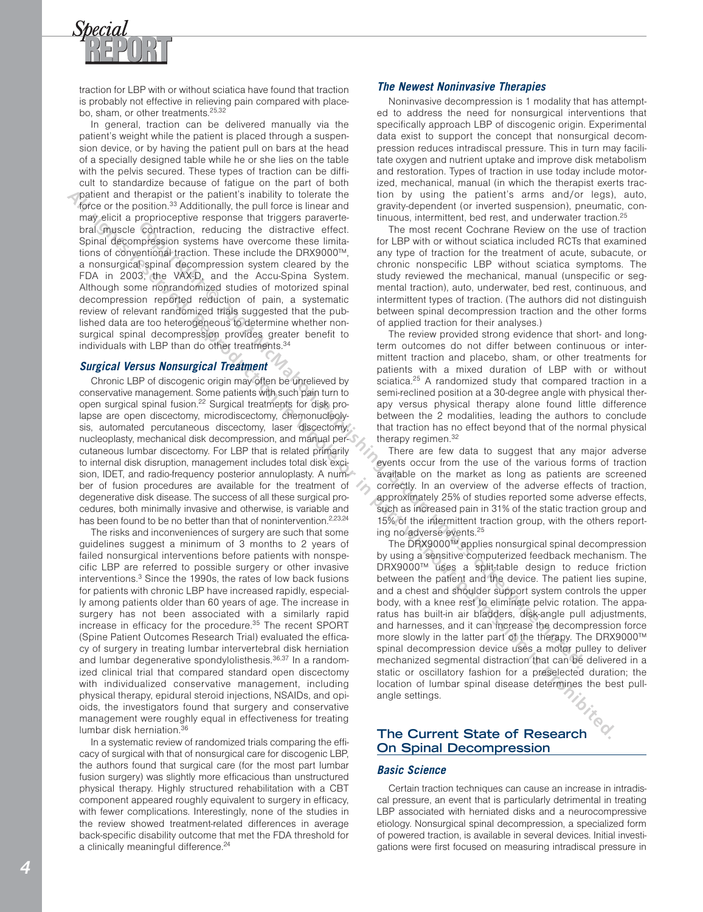traction for LBP with or without sciatica have found that traction is probably not effective in relieving pain compared with placebo, sham, or other treatments.[25,32]

In general, traction can be delivered manually via the patient's weight while the patient is placed through a suspension device, or by having the patient pull on bars at the head of a specially designed table while he or she lies on the table with the pelvis secured. These types of traction can be difficult to standardize because of fatigue on the part of both patient and therapist or the patient's inability to tolerate the force or the position.[33] Additionally, the pull force is linear and may elicit a proprioceptive response that triggers paravertebral muscle contraction, reducing the distractive effect. Spinal decompression systems have overcome these limitations of conventional traction. These include the DRX9000™, a nonsurgical spinal decompression system cleared by the FDA in 2003, the VAX-D, and the Accu-Spina System. Although some nonrandomized studies of motorized spinal decompression reported reduction of pain, a systematic review of relevant randomized trials suggested that the published data are too heterogeneous to determine whether nonsurgical spinal decompression provides greater benefit to individuals with LBP than do other treatments.[34]

### *Surgical Versus Nonsurgical Treatment*

Chronic LBP of discogenic origin may often be unrelieved by conservative management. Some patients with such pain turn to open surgical spinal fusion.[22] Surgical treatments for disk prolapse are open discectomy, microdiscectomy, chemonucleolysis, automated percutaneous discectomy, laser discectomy, nucleoplasty, mechanical disk decompression, and manual percutaneous lumbar discectomy. For LBP that is related primarily to internal disk disruption, management includes total disk excision, IDET, and radio-frequency posterior annuloplasty. A number of fusion procedures are available for the treatment of degenerative disk disease. The success of all these surgical procedures, both minimally invasive and otherwise, is variable and has been found to be no better than that of nonintervention.[2,23,24]

The risks and inconveniences of surgery are such that some guidelines suggest a minimum of 3 months to 2 years of failed nonsurgical interventions before patients with nonspecific LBP are referred to possible surgery or other invasive interventions.[3] Since the 1990s, the rates of low back fusions for patients with chronic LBP have increased rapidly, especially among patients older than 60 years of age. The increase in surgery has not been associated with a similarly rapid increase in efficacy for the procedure.[35] The recent SPORT (Spine Patient Outcomes Research Trial) evaluated the efficacy of surgery in treating lumbar intervertebral disk herniation and lumbar degenerative spondylolisthesis.[36,37] In a randomized clinical trial that compared standard open discectomy with individualized conservative management, including physical therapy, epidural steroid injections, NSAIDs, and opioids, the investigators found that surgery and conservative management were roughly equal in effectiveness for treating lumbar disk herniation.[36]

In a systematic review of randomized trials comparing the efficacy of surgical with that of nonsurgical care for discogenic LBP, the authors found that surgical care (for the most part lumbar fusion surgery) was slightly more efficacious than unstructured physical therapy. Highly structured rehabilitation with a CBT component appeared roughly equivalent to surgery in efficacy, with fewer complications. Interestingly, none of the studies in the review showed treatment-related differences in average back-specific disability outcome that met the FDA threshold for a clinically meaningful difference.[24]

### *The Newest Noninvasive Therapies*

Noninvasive decompression is 1 modality that has attempted to address the need for nonsurgical interventions that specifically approach LBP of discogenic origin. Experimental data exist to support the concept that nonsurgical decompression reduces intradiscal pressure. This in turn may facilitate oxygen and nutrient uptake and improve disk metabolism and restoration. Types of traction in use today include motorized, mechanical, manual (in which the therapist exerts traction by using the patient's arms and/or legs), auto, gravity-dependent (or inverted suspension), pneumatic, continuous, intermittent, bed rest, and underwater traction.[25]

The most recent Cochrane Review on the use of traction for LBP with or without sciatica included RCTs that examined any type of traction for the treatment of acute, subacute, or chronic nonspecific LBP without sciatica symptoms. The study reviewed the mechanical, manual (unspecific or segmental traction), auto, underwater, bed rest, continuous, and intermittent types of traction. (The authors did not distinguish between spinal decompression traction and the other forms of applied traction for their analyses.)

The review provided strong evidence that short- and long-term outcomes do not differ between continuous or intermittent traction and placebo, sham, or other treatments for patients with a mixed duration of LBP with or without sciatica.[25] A randomized study that compared traction in a semi-reclined position at a 30-degree angle with physical therapy versus physical therapy alone found little difference between the 2 modalities, leading the authors to conclude that traction has no effect beyond that of the normal physical therapy regimen.[32]

There are few data to suggest that any major adverse events occur from the use of the various forms of traction available on the market as long as patients are screened correctly. In an overview of the adverse effects of traction, approximately 25% of studies reported some adverse effects, such as increased pain in 31% of the static traction group and 15% of the intermittent traction group, with the others reporting no adverse events.[25]

The DRX9000™ applies nonsurgical spinal decompression by using a sensitive computerized feedback mechanism. The DRX9000™ uses a split-table design to reduce friction between the patient and the device. The patient lies supine, and a chest and shoulder support system controls the upper body, with a knee rest to eliminate pelvic rotation. The apparatus has built-in air bladders, disk-angle pull adjustments, and harnesses, and it can increase the decompression force more slowly in the latter part of the therapy. The DRX9000™ spinal decompression device uses a motor pulley to deliver mechanized segmental distraction that can be delivered in a static or oscillatory fashion for a preselected duration; the location of lumbar spinal disease determines the best pull-angle settings.

## The Current State of Research On Spinal Decompression

### *Basic Science*

Certain traction techniques can cause an increase in intradiscal pressure, an event that is particularly detrimental in treating LBP associated with herniated disks and a neurocompressive etiology. Nonsurgical spinal decompression, a specialized form of powered traction, is available in several devices. Initial investigations were first focused on measuring intradiscal pressure in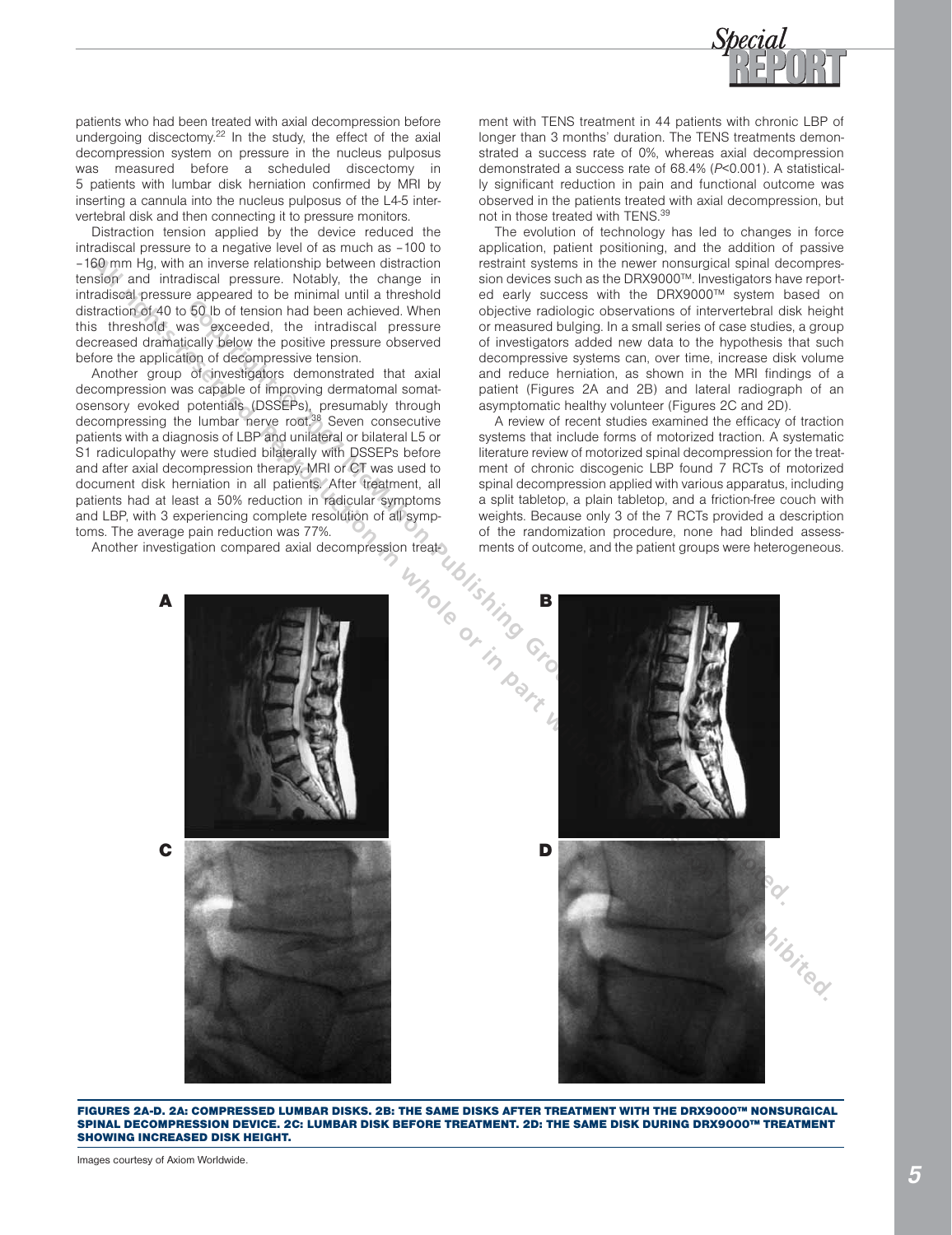patients who had been treated with axial decompression before undergoing discectomy.[22] In the study, the effect of the axial decompression system on pressure in the nucleus pulposus was measured before a scheduled discectomy in 5 patients with lumbar disk herniation confirmed by MRI by inserting a cannula into the nucleus pulposus of the L4-5 intervertebral disk and then connecting it to pressure monitors.

Distraction tension applied by the device reduced the intradiscal pressure to a negative level of as much as −100 to −160 mm Hg, with an inverse relationship between distraction tension and intradiscal pressure. Notably, the change in intradiscal pressure appeared to be minimal until a threshold distraction of 40 to 50 lb of tension had been achieved. When this threshold was exceeded, the intradiscal pressure decreased dramatically below the positive pressure observed before the application of decompressive tension.

Another group of investigators demonstrated that axial decompression was capable of improving dermatomal somatosensory evoked potentials (DSSEPs), presumably through decompressing the lumbar nerve root.[38] Seven consecutive patients with a diagnosis of LBP and unilateral or bilateral L5 or S1 radiculopathy were studied bilaterally with DSSEPs before and after axial decompression therapy. MRI or CT was used to document disk herniation in all patients. After treatment, all patients had at least a 50% reduction in radicular symptoms and LBP, with 3 experiencing complete resolution of all symptoms. The average pain reduction was 77%.

Another investigation compared axial decompression treatment with TENS treatment in 44 patients with chronic LBP of longer than 3 months' duration. The TENS treatments demonstrated a success rate of 0%, whereas axial decompression demonstrated a success rate of 68.4% ($P<0.001$). A statistically significant reduction in pain and functional outcome was observed in the patients treated with axial decompression, but not in those treated with TENS.[39]

The evolution of technology has led to changes in force application, patient positioning, and the addition of passive restraint systems in the newer nonsurgical spinal decompression devices such as the DRX9000™. Investigators have reported early success with the DRX9000™ system based on objective radiologic observations of intervertebral disk height or measured bulging. In a small series of case studies, a group of investigators added new data to the hypothesis that such decompressive systems can, over time, increase disk volume and reduce herniation, as shown in the MRI findings of a patient (Figures 2A and 2B) and lateral radiograph of an asymptomatic healthy volunteer (Figures 2C and 2D).

A review of recent studies examined the efficacy of traction systems that include forms of motorized traction. A systematic literature review of motorized spinal decompression for the treatment of chronic discogenic LBP found 7 RCTs of motorized spinal decompression applied with various apparatus, including a split tabletop, a plain tabletop, and a friction-free couch with weights. Because only 3 of the 7 RCTs provided a description of the randomization procedure, none had blinded assessments of outcome, and the patient groups were heterogeneous.

**FIGURES 2A-D. 2A: COMPRESSED LUMBAR DISKS. 2B: THE SAME DISKS AFTER TREATMENT WITH THE DRX9000™ NONSURGICAL SPINAL DECOMPRESSION DEVICE. 2C: LUMBAR DISK BEFORE TREATMENT. 2D: THE SAME DISK DURING DRX9000™ TREATMENT SHOWING INCREASED DISK HEIGHT.**

Images courtesy of Axiom Worldwide.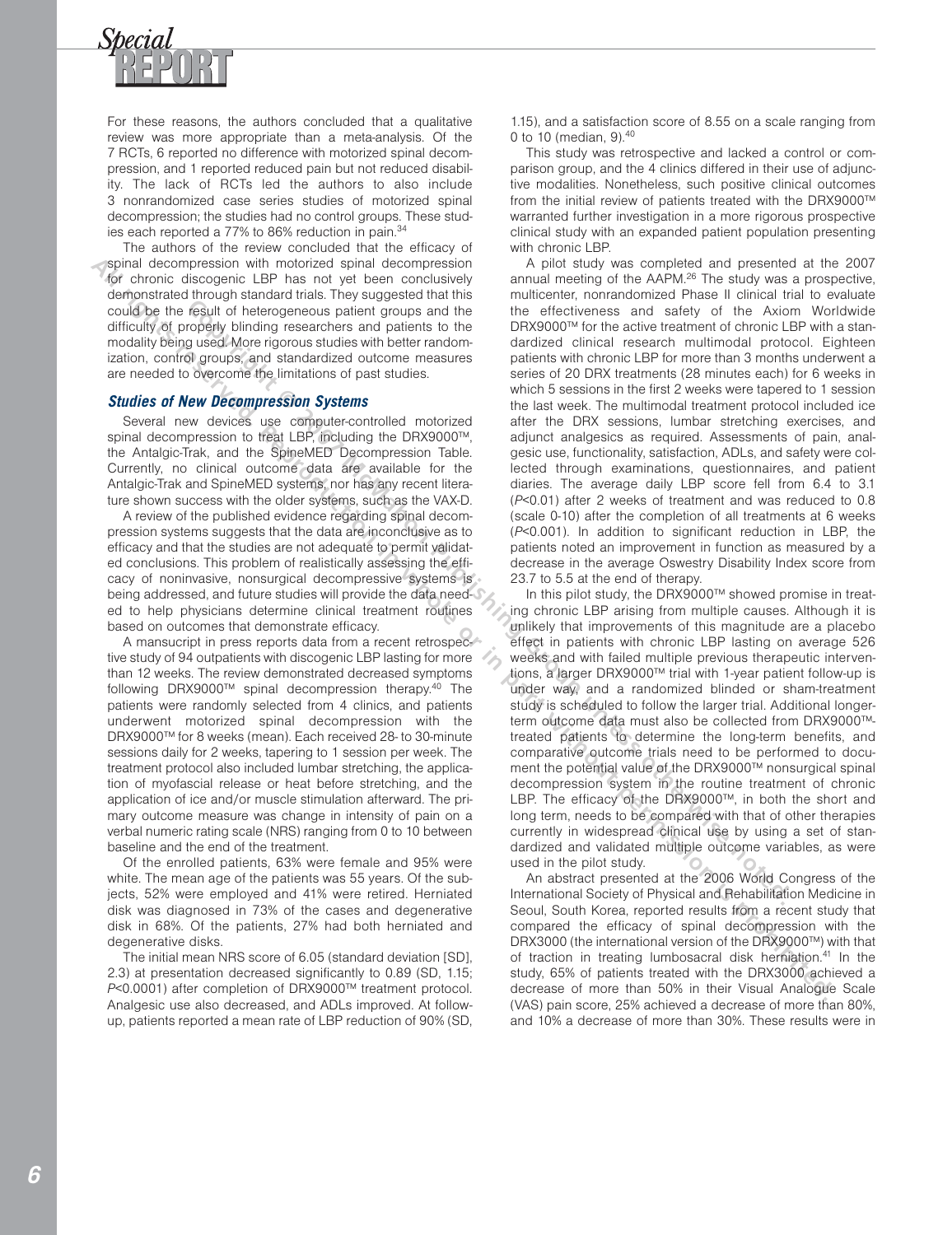For these reasons, the authors concluded that a qualitative review was more appropriate than a meta-analysis. Of the 7 RCTs, 6 reported no difference with motorized spinal decompression, and 1 reported reduced pain but not reduced disability. The lack of RCTs led the authors to also include 3 nonrandomized case series studies of motorized spinal decompression; the studies had no control groups. These studies each reported a 77% to 86% reduction in pain.[34]

The authors of the review concluded that the efficacy of spinal decompression with motorized spinal decompression for chronic discogenic LBP has not yet been conclusively demonstrated through standard trials. They suggested that this could be the result of heterogeneous patient groups and the difficulty of properly blinding researchers and patients to the modality being used. More rigorous studies with better randomization, control groups, and standardized outcome measures are needed to overcome the limitations of past studies.

### Studies of New Decompression Systems

Several new devices use computer-controlled motorized spinal decompression to treat LBP, including the DRX9000™, the Antalgic-Trak, and the SpineMED Decompression Table. Currently, no clinical outcome data are available for the Antalgic-Trak and SpineMED systems, nor has any recent literature shown success with the older systems, such as the VAX-D.

A review of the published evidence regarding spinal decompression systems suggests that the data are inconclusive as to efficacy and that the studies are not adequate to permit validated conclusions. This problem of realistically assessing the efficacy of noninvasive, nonsurgical decompressive systems is being addressed, and future studies will provide the data needed to help physicians determine clinical treatment routines based on outcomes that demonstrate efficacy.

A mansucript in press reports data from a recent retrospective study of 94 outpatients with discogenic LBP lasting for more than 12 weeks. The review demonstrated decreased symptoms following DRX9000™ spinal decompression therapy.[40] The patients were randomly selected from 4 clinics, and patients underwent motorized spinal decompression with the DRX9000™ for 8 weeks (mean). Each received 28- to 30-minute sessions daily for 2 weeks, tapering to 1 session per week. The treatment protocol also included lumbar stretching, the application of myofascial release or heat before stretching, and the application of ice and/or muscle stimulation afterward. The primary outcome measure was change in intensity of pain on a verbal numeric rating scale (NRS) ranging from 0 to 10 between baseline and the end of the treatment.

Of the enrolled patients, 63% were female and 95% were white. The mean age of the patients was 55 years. Of the subjects, 52% were employed and 41% were retired. Herniated disk was diagnosed in 73% of the cases and degenerative disk in 68%. Of the patients, 27% had both herniated and degenerative disks.

The initial mean NRS score of 6.05 (standard deviation [SD], 2.3) at presentation decreased significantly to 0.89 (SD, 1.15; $P<0.0001$) after completion of DRX9000™ treatment protocol. Analgesic use also decreased, and ADLs improved. At follow-up, patients reported a mean rate of LBP reduction of 90% (SD, 1.15), and a satisfaction score of 8.55 on a scale ranging from 0 to 10 (median, 9).[40]

This study was retrospective and lacked a control or comparison group, and the 4 clinics differed in their use of adjunctive modalities. Nonetheless, such positive clinical outcomes from the initial review of patients treated with the DRX9000™ warranted further investigation in a more rigorous prospective clinical study with an expanded patient population presenting with chronic LBP.

A pilot study was completed and presented at the 2007 annual meeting of the AAPM.[26] The study was a prospective, multicenter, nonrandomized Phase II clinical trial to evaluate the effectiveness and safety of the Axiom Worldwide DRX9000™ for the active treatment of chronic LBP with a standardized clinical research multimodal protocol. Eighteen patients with chronic LBP for more than 3 months underwent a series of 20 DRX treatments (28 minutes each) for 6 weeks in which 5 sessions in the first 2 weeks were tapered to 1 session the last week. The multimodal treatment protocol included ice after the DRX sessions, lumbar stretching exercises, and adjunct analgesics as required. Assessments of pain, analgesic use, functionality, satisfaction, ADLs, and safety were collected through examinations, questionnaires, and patient diaries. The average daily LBP score fell from 6.4 to 3.1 ($P<0.01$) after 2 weeks of treatment and was reduced to 0.8 (scale 0-10) after the completion of all treatments at 6 weeks ($P<0.001$). In addition to significant reduction in LBP, the patients noted an improvement in function as measured by a decrease in the average Oswestry Disability Index score from 23.7 to 5.5 at the end of therapy.

In this pilot study, the DRX9000™ showed promise in treating chronic LBP arising from multiple causes. Although it is unlikely that improvements of this magnitude are a placebo effect in patients with chronic LBP lasting on average 526 weeks and with failed multiple previous therapeutic interventions, a larger DRX9000™ trial with 1-year patient follow-up is under way, and a randomized blinded or sham-treatment study is scheduled to follow the larger trial. Additional longer-term outcome data must also be collected from DRX9000™-treated patients to determine the long-term benefits, and comparative outcome trials need to be performed to document the potential value of the DRX9000™ nonsurgical spinal decompression system in the routine treatment of chronic LBP. The efficacy of the DRX9000™, in both the short and long term, needs to be compared with that of other therapies currently in widespread clinical use by using a set of standardized and validated multiple outcome variables, as were used in the pilot study.

An abstract presented at the 2006 World Congress of the International Society of Physical and Rehabilitation Medicine in Seoul, South Korea, reported results from a recent study that compared the efficacy of spinal decompression with the DRX3000 (the international version of the DRX9000™) with that of traction in treating lumbosacral disk herniation.[41] In the study, 65% of patients treated with the DRX3000 achieved a decrease of more than 50% in their Visual Analogue Scale (VAS) pain score, 25% achieved a decrease of more than 80%, and 10% a decrease of more than 30%. These results were in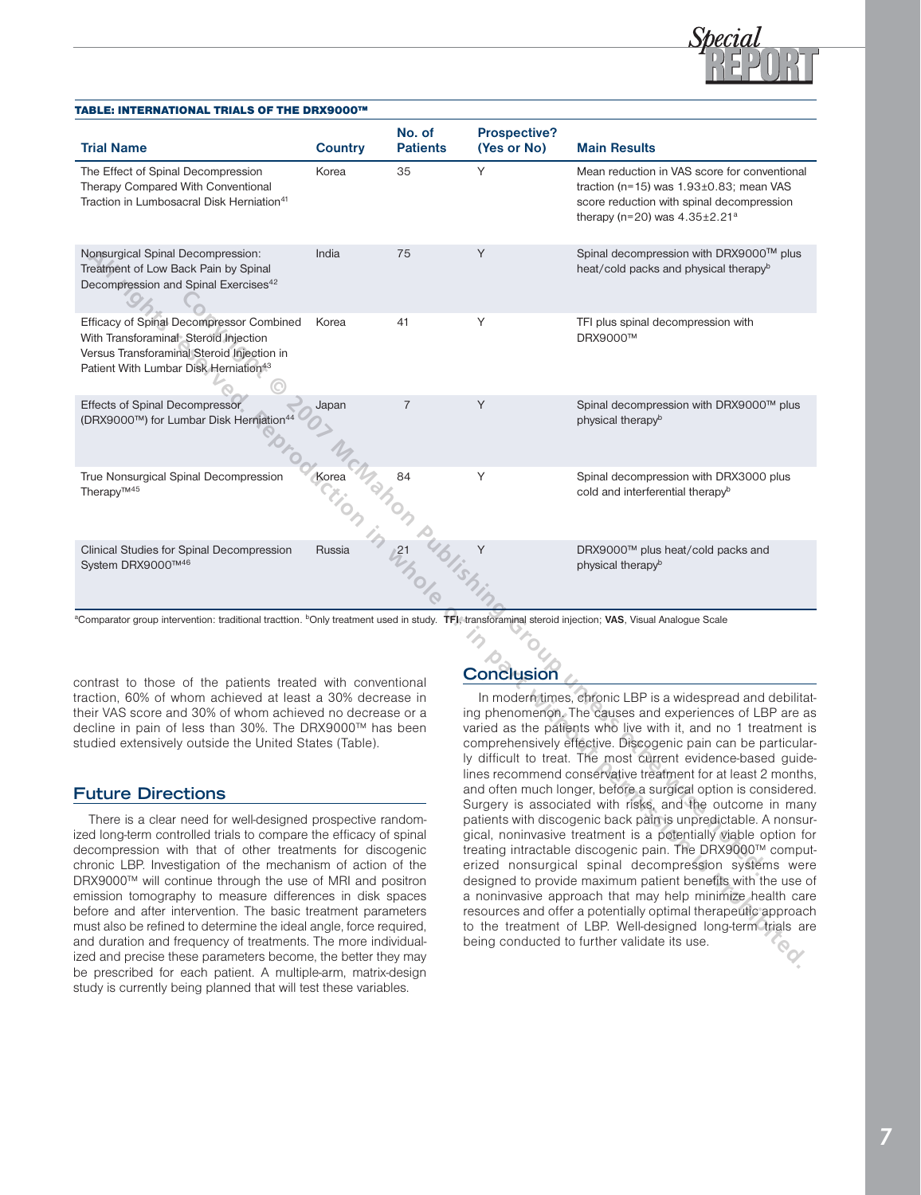**TABLE: INTERNATIONAL TRIALS OF THE DRX9000™**

| Trial Name | Country | No. of Patients | Prospective? (Yes or No) | Main Results |
|---|---|---|---|---|
| The Effect of Spinal Decompression Therapy Compared With Conventional Traction in Lumbosacral Disk Herniation[41] | Korea | 35 | Y | Mean reduction in VAS score for conventional traction (n=15) was 1.93±0.83; mean VAS score reduction with spinal decompression therapy (n=20) was 4.35±2.21[a] |
| Nonsurgical Spinal Decompression: Treatment of Low Back Pain by Spinal Decompression and Spinal Exercises[42] | India | 75 | Y | Spinal decompression with DRX9000™ plus heat/cold packs and physical therapy[b] |
| Efficacy of Spinal Decompressor Combined With Transforaminal Steroid Injection Versus Transforaminal Steroid Injection in Patient With Lumbar Disk Herniation[43] | Korea | 41 | Y | TFI plus spinal decompression with DRX9000™ |
| Effects of Spinal Decompressor (DRX9000™) for Lumbar Disk Herniation[44] | Japan | 7 | Y | Spinal decompression with DRX9000™ plus physical therapy[b] |
| True Nonsurgical Spinal Decompression Therapy™[45] | Korea | 84 | Y | Spinal decompression with DRX3000 plus cold and interferential therapy[b] |
| Clinical Studies for Spinal Decompression System DRX9000™[46] | Russia | 21 | Y | DRX9000™ plus heat/cold packs and physical therapy[b] |

[a]Comparator group intervention: traditional tracttion. [b]Only treatment used in study. **TFI**, transforaminal steroid injection; **VAS**, Visual Analogue Scale

contrast to those of the patients treated with conventional traction, 60% of whom achieved at least a 30% decrease in their VAS score and 30% of whom achieved no decrease or a decline in pain of less than 30%. The DRX9000™ has been studied extensively outside the United States (Table).

## Future Directions

There is a clear need for well-designed prospective randomized long-term controlled trials to compare the efficacy of spinal decompression with that of other treatments for discogenic chronic LBP. Investigation of the mechanism of action of the DRX9000™ will continue through the use of MRI and positron emission tomography to measure differences in disk spaces before and after intervention. The basic treatment parameters must also be refined to determine the ideal angle, force required, and duration and frequency of treatments. The more individualized and precise these parameters become, the better they may be prescribed for each patient. A multiple-arm, matrix-design study is currently being planned that will test these variables.

## Conclusion

In modern times, chronic LBP is a widespread and debilitating phenomenon. The causes and experiences of LBP are as varied as the patients who live with it, and no 1 treatment is comprehensively effective. Discogenic pain can be particularly difficult to treat. The most current evidence-based guidelines recommend conservative treatment for at least 2 months, and often much longer, before a surgical option is considered. Surgery is associated with risks, and the outcome in many patients with discogenic back pain is unpredictable. A nonsurgical, noninvasive treatment is a potentially viable option for treating intractable discogenic pain. The DRX9000™ computerized nonsurgical spinal decompression systems were designed to provide maximum patient benefits with the use of a noninvasive approach that may help minimize health care resources and offer a potentially optimal therapeutic approach to the treatment of LBP. Well-designed long-term trials are being conducted to further validate its use.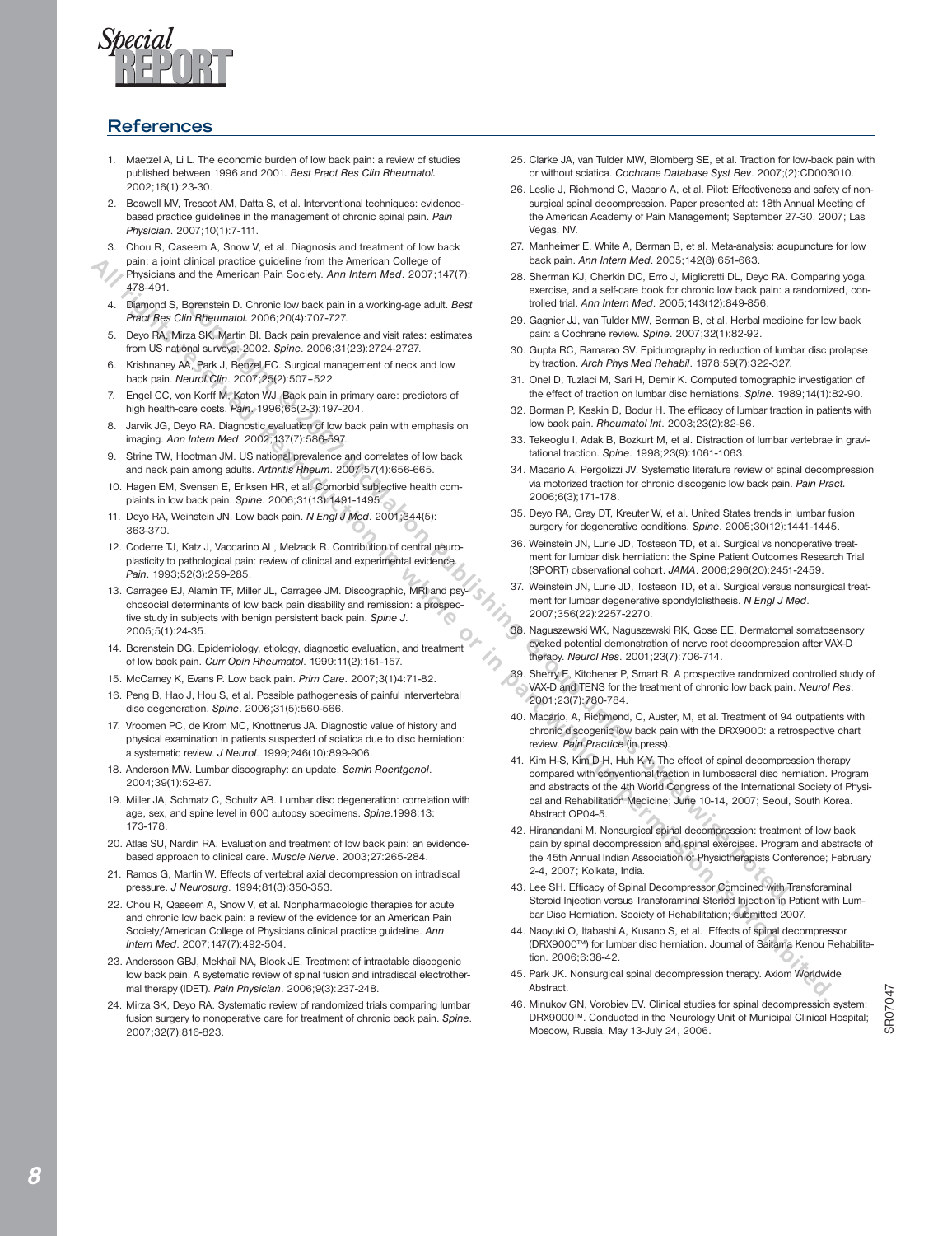## References

1. Maetzel A, Li L. The economic burden of low back pain: a review of studies published between 1996 and 2001. *Best Pract Res Clin Rheumatol.* 2002;16(1):23-30.
2. Boswell MV, Trescot AM, Datta S, et al. Interventional techniques: evidence-based practice guidelines in the management of chronic spinal pain. *Pain Physician*. 2007;10(1):7-111.
3. Chou R, Qaseem A, Snow V, et al. Diagnosis and treatment of low back pain: a joint clinical practice guideline from the American College of Physicians and the American Pain Society. *Ann Intern Med*. 2007;147(7):478-491.
4. Diamond S, Borenstein D. Chronic low back pain in a working-age adult. *Best Pract Res Clin Rheumatol.* 2006;20(4):707-727.
5. Deyo RA, Mirza SK, Martin BI. Back pain prevalence and visit rates: estimates from US national surveys, 2002. *Spine*. 2006;31(23):2724-2727.
6. Krishnaney AA, Park J, Benzel EC. Surgical management of neck and low back pain. *Neurol Clin*. 2007;25(2):507–522.
7. Engel CC, von Korff M, Katon WJ. Back pain in primary care: predictors of high health-care costs. *Pain*. 1996;65(2-3):197-204.
8. Jarvik JG, Deyo RA. Diagnostic evaluation of low back pain with emphasis on imaging. *Ann Intern Med*. 2002;137(7):586-597.
9. Strine TW, Hootman JM. US national prevalence and correlates of low back and neck pain among adults. *Arthritis Rheum*. 2007;57(4):656-665.
10. Hagen EM, Svensen E, Eriksen HR, et al. Comorbid subjective health complaints in low back pain. *Spine*. 2006;31(13):1491-1495.
11. Deyo RA, Weinstein JN. Low back pain. *N Engl J Med*. 2001;344(5):363-370.
12. Coderre TJ, Katz J, Vaccarino AL, Melzack R. Contribution of central neuroplasticity to pathological pain: review of clinical and experimental evidence. *Pain*. 1993;52(3):259-285.
13. Carragee EJ, Alamin TF, Miller JL, Carragee JM. Discographic, MRI and psychosocial determinants of low back pain disability and remission: a prospective study in subjects with benign persistent back pain. *Spine J*. 2005;5(1):24-35.
14. Borenstein DG. Epidemiology, etiology, diagnostic evaluation, and treatment of low back pain. *Curr Opin Rheumatol*. 1999:11(2):151-157.
15. McCamey K, Evans P. Low back pain. *Prim Care*. 2007;3(1)4:71-82.
16. Peng B, Hao J, Hou S, et al. Possible pathogenesis of painful intervertebral disc degeneration. *Spine*. 2006;31(5):560-566.
17. Vroomen PC, de Krom MC, Knottnerus JA. Diagnostic value of history and physical examination in patients suspected of sciatica due to disc herniation: a systematic review. *J Neurol*. 1999;246(10):899-906.
18. Anderson MW. Lumbar discography: an update. *Semin Roentgenol*. 2004;39(1):52-67.
19. Miller JA, Schmatz C, Schultz AB. Lumbar disc degeneration: correlation with age, sex, and spine level in 600 autopsy specimens. *Spine*.1998;13:173-178.
20. Atlas SU, Nardin RA. Evaluation and treatment of low back pain: an evidence-based approach to clinical care. *Muscle Nerve*. 2003;27:265-284.
21. Ramos G, Martin W. Effects of vertebral axial decompression on intradiscal pressure. *J Neurosurg*. 1994;81(3):350-353.
22. Chou R, Qaseem A, Snow V, et al. Nonpharmacologic therapies for acute and chronic low back pain: a review of the evidence for an American Pain Society/American College of Physicians clinical practice guideline. *Ann Intern Med*. 2007;147(7):492-504.
23. Andersson GBJ, Mekhail NA, Block JE. Treatment of intractable discogenic low back pain. A systematic review of spinal fusion and intradiscal electrothermal therapy (IDET). *Pain Physician*. 2006;9(3):237-248.
24. Mirza SK, Deyo RA. Systematic review of randomized trials comparing lumbar fusion surgery to nonoperative care for treatment of chronic back pain. *Spine*. 2007;32(7):816-823.
25. Clarke JA, van Tulder MW, Blomberg SE, et al. Traction for low-back pain with or without sciatica. *Cochrane Database Syst Rev*. 2007;(2):CD003010.
26. Leslie J, Richmond C, Macario A, et al. Pilot: Effectiveness and safety of non-surgical spinal decompression. Paper presented at: 18th Annual Meeting of the American Academy of Pain Management; September 27-30, 2007; Las Vegas, NV.
27. Manheimer E, White A, Berman B, et al. Meta-analysis: acupuncture for low back pain. *Ann Intern Med*. 2005;142(8):651-663.
28. Sherman KJ, Cherkin DC, Erro J, Miglioretti DL, Deyo RA. Comparing yoga, exercise, and a self-care book for chronic low back pain: a randomized, controlled trial. *Ann Intern Med*. 2005;143(12):849-856.
29. Gagnier JJ, van Tulder MW, Berman B, et al. Herbal medicine for low back pain: a Cochrane review. *Spine*. 2007;32(1):82-92.
30. Gupta RC, Ramarao SV. Epidurography in reduction of lumbar disc prolapse by traction. *Arch Phys Med Rehabil*. 1978;59(7):322-327.
31. Onel D, Tuzlaci M, Sari H, Demir K. Computed tomographic investigation of the effect of traction on lumbar disc herniations. *Spine*. 1989;14(1):82-90.
32. Borman P, Keskin D, Bodur H. The efficacy of lumbar traction in patients with low back pain. *Rheumatol Int*. 2003;23(2):82-86.
33. Tekeoglu I, Adak B, Bozkurt M, et al. Distraction of lumbar vertebrae in gravitational traction. *Spine*. 1998;23(9):1061-1063.
34. Macario A, Pergolizzi JV. Systematic literature review of spinal decompression via motorized traction for chronic discogenic low back pain. *Pain Pract.* 2006;6(3);171-178.
35. Deyo RA, Gray DT, Kreuter W, et al. United States trends in lumbar fusion surgery for degenerative conditions. *Spine*. 2005;30(12):1441-1445.
36. Weinstein JN, Lurie JD, Tosteson TD, et al. Surgical vs nonoperative treatment for lumbar disk herniation: the Spine Patient Outcomes Research Trial (SPORT) observational cohort. *JAMA*. 2006;296(20):2451-2459.
37. Weinstein JN, Lurie JD, Tosteson TD, et al. Surgical versus nonsurgical treatment for lumbar degenerative spondylolisthesis. *N Engl J Med*. 2007;356(22):2257-2270.
38. Naguszewski WK, Naguszewski RK, Gose EE. Dermatomal somatosensory evoked potential demonstration of nerve root decompression after VAX-D therapy. *Neurol Res*. 2001;23(7):706-714.
39. Sherry E, Kitchener P, Smart R. A prospective randomized controlled study of VAX-D and TENS for the treatment of chronic low back pain. *Neurol Res*. 2001;23(7):780-784.
40. Macario, A, Richmond, C, Auster, M, et al. Treatment of 94 outpatients with chronic discogenic low back pain with the DRX9000: a retrospective chart review. *Pain Practice* (in press).
41. Kim H-S, Kim D-H, Huh K-Y. The effect of spinal decompression therapy compared with conventional traction in lumbosacral disc herniation. Program and abstracts of the 4th World Congress of the International Society of Physical and Rehabilitation Medicine; June 10-14, 2007; Seoul, South Korea. Abstract OP04-5.
42. Hiranandani M. Nonsurgical spinal decompression: treatment of low back pain by spinal decompression and spinal exercises. Program and abstracts of the 45th Annual Indian Association of Physiotherapists Conference; February 2-4, 2007; Kolkata, India.
43. Lee SH. Efficacy of Spinal Decompressor Combined with Transforaminal Steroid Injection versus Transforaminal Steriod Injection in Patient with Lumbar Disc Herniation. Society of Rehabilitation; submitted 2007.
44. Naoyuki O, Itabashi A, Kusano S, et al. Effects of spinal decompressor (DRX9000™) for lumbar disc herniation. Journal of Saitama Kenou Rehabilitation. 2006;6:38-42.
45. Park JK. Nonsurgical spinal decompression therapy. Axiom Worldwide Abstract.
46. Minukov GN, Vorobiev EV. Clinical studies for spinal decompression system: DRX9000™. Conducted in the Neurology Unit of Municipal Clinical Hospital; Moscow, Russia. May 13-July 24, 2006.